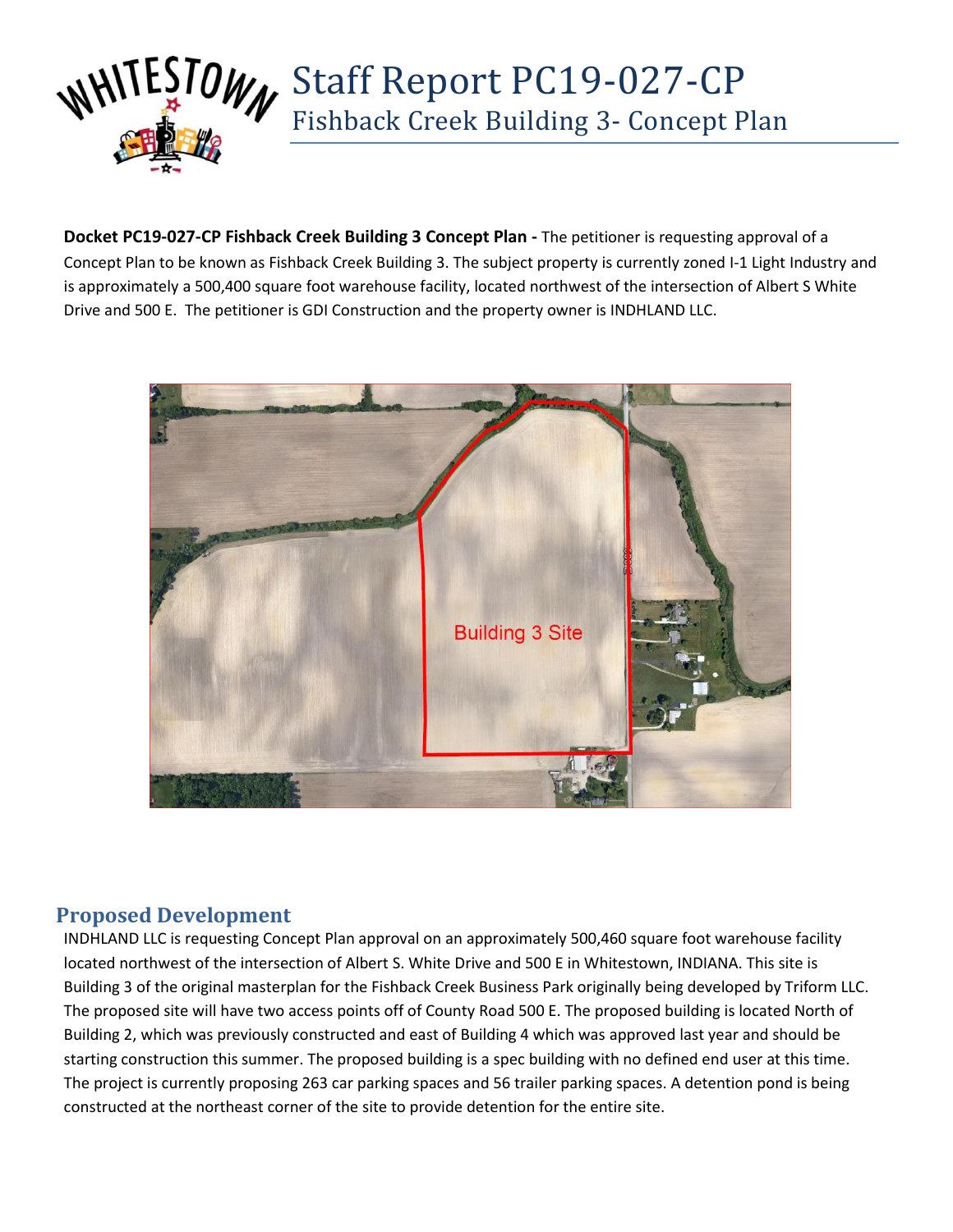# Staff Report PC19-027-CP

## Fishback Creek Building 3- Concept Plan

**Docket PC19-027-CP Fishback Creek Building 3 Concept Plan -** The petitioner is requesting approval of a Concept Plan to be known as Fishback Creek Building 3. The subject property is currently zoned I-1 Light Industry and is approximately a 500,400 square foot warehouse facility, located northwest of the intersection of Albert S White Drive and 500 E. The petitioner is GDI Construction and the property owner is INDHLAND LLC.

## Proposed Development

INDHLAND LLC is requesting Concept Plan approval on an approximately 500,460 square foot warehouse facility located northwest of the intersection of Albert S. White Drive and 500 E in Whitestown, INDIANA. This site is Building 3 of the original masterplan for the Fishback Creek Business Park originally being developed by Triform LLC. The proposed site will have two access points off of County Road 500 E. The proposed building is located North of Building 2, which was previously constructed and east of Building 4 which was approved last year and should be starting construction this summer. The proposed building is a spec building with no defined end user at this time. The project is currently proposing 263 car parking spaces and 56 trailer parking spaces. A detention pond is being constructed at the northeast corner of the site to provide detention for the entire site.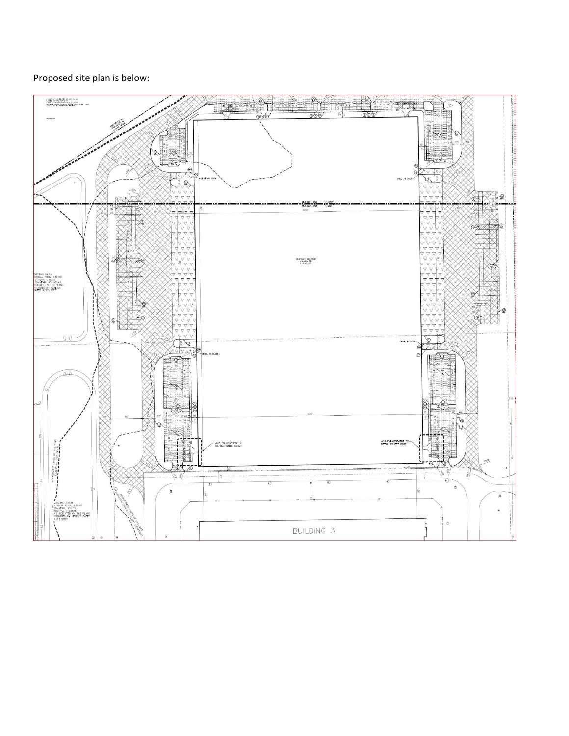Proposed site plan is below: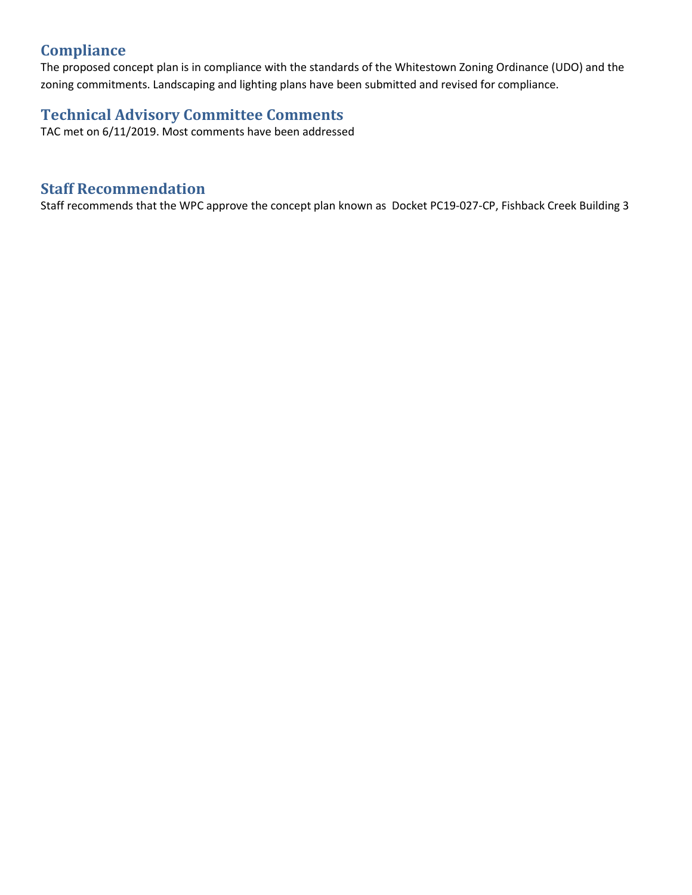## Compliance

The proposed concept plan is in compliance with the standards of the Whitestown Zoning Ordinance (UDO) and the zoning commitments. Landscaping and lighting plans have been submitted and revised for compliance.

## Technical Advisory Committee Comments

TAC met on 6/11/2019. Most comments have been addressed

## Staff Recommendation

Staff recommends that the WPC approve the concept plan known as Docket PC19-027-CP, Fishback Creek Building 3